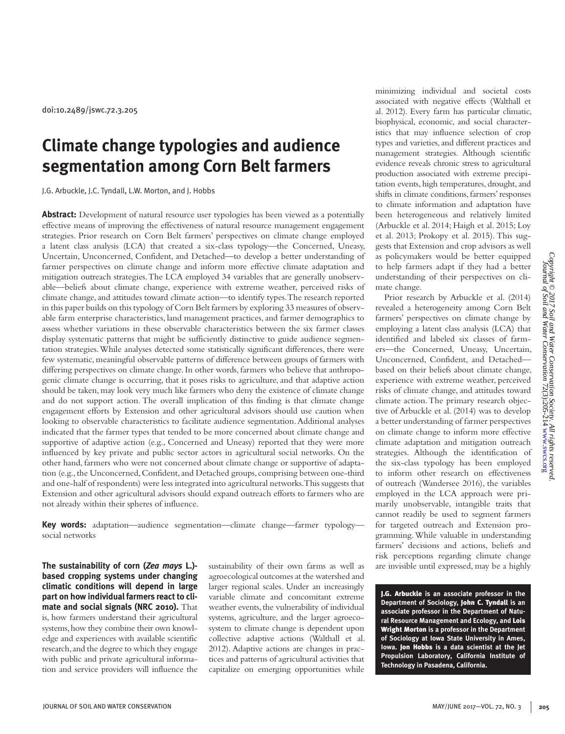doi:10.2489/jswc.72.3.205

# Climate change typologies and audience segmentation among Corn Belt farmers

J.G. Arbuckle, J.C. Tyndall, L.W. Morton, and J. Hobbs

**Abstract:** Development of natural resource user typologies has been viewed as a potentially effective means of improving the effectiveness of natural resource management engagement strategies. Prior research on Corn Belt farmers' perspectives on climate change employed a latent class analysis (LCA) that created a six-class typology—the Concerned, Uneasy, Uncertain, Unconcerned, Confident, and Detached—to develop a better understanding of farmer perspectives on climate change and inform more effective climate adaptation and mitigation outreach strategies. The LCA employed 34 variables that are generally unobservable—beliefs about climate change, experience with extreme weather, perceived risks of climate change, and attitudes toward climate action—to identify types. The research reported in this paper builds on this typology of Corn Belt farmers by exploring 33 measures of observable farm enterprise characteristics, land management practices, and farmer demographics to assess whether variations in these observable characteristics between the six farmer classes display systematic patterns that might be sufficiently distinctive to guide audience segmentation strategies. While analyses detected some statistically significant differences, there were few systematic, meaningful observable patterns of difference between groups of farmers with differing perspectives on climate change. In other words, farmers who believe that anthropogenic climate change is occurring, that it poses risks to agriculture, and that adaptive action should be taken, may look very much like farmers who deny the existence of climate change and do not support action. The overall implication of this finding is that climate change engagement efforts by Extension and other agricultural advisors should use caution when looking to observable characteristics to facilitate audience segmentation. Additional analyses indicated that the farmer types that tended to be more concerned about climate change and supportive of adaptive action (e.g., Concerned and Uneasy) reported that they were more influenced by key private and public sector actors in agricultural social networks. On the other hand, farmers who were not concerned about climate change or supportive of adaptation (e.g., the Unconcerned, Confident, and Detached groups, comprising between one-third and one-half of respondents) were less integrated into agricultural networks. This suggests that Extension and other agricultural advisors should expand outreach efforts to farmers who are not already within their spheres of influence.

**Key words:** adaptation—audience segmentation—climate change—farmer typology—social networks

**The sustainability of corn (*Zea mays* L.)-based cropping systems under changing climatic conditions will depend in large part on how individual farmers react to climate and social signals (NRC 2010).** That is, how farmers understand their agricultural systems, how they combine their own knowledge and experiences with available scientific research, and the degree to which they engage with public and private agricultural information and service providers will influence the sustainability of their own farms as well as agroecological outcomes at the watershed and larger regional scales. Under an increasingly variable climate and concomitant extreme weather events, the vulnerability of individual systems, agriculture, and the larger agroecosystem to climate change is dependent upon collective adaptive actions (Walthall et al. 2012). Adaptive actions are changes in practices and patterns of agricultural activities that capitalize on emerging opportunities while minimizing individual and societal costs associated with negative effects (Walthall et al. 2012). Every farm has particular climatic, biophysical, economic, and social characteristics that may influence selection of crop types and varieties, and different practices and management strategies. Although scientific evidence reveals chronic stress to agricultural production associated with extreme precipitation events, high temperatures, drought, and shifts in climate conditions, farmers' responses to climate information and adaptation have been heterogeneous and relatively limited (Arbuckle et al. 2014; Haigh et al. 2015; Loy et al. 2013; Prokopy et al. 2015). This suggests that Extension and crop advisors as well as policymakers would be better equipped to help farmers adapt if they had a better understanding of their perspectives on climate change.

Prior research by Arbuckle et al. (2014) revealed a heterogeneity among Corn Belt farmers' perspectives on climate change by employing a latent class analysis (LCA) that identified and labeled six classes of farmers—the Concerned, Uneasy, Uncertain, Unconcerned, Confident, and Detached—based on their beliefs about climate change, experience with extreme weather, perceived risks of climate change, and attitudes toward climate action. The primary research objective of Arbuckle et al. (2014) was to develop a better understanding of farmer perspectives on climate change to inform more effective climate adaptation and mitigation outreach strategies. Although the identification of the six-class typology has been employed to inform other research on effectiveness of outreach (Wandersee 2016), the variables employed in the LCA approach were primarily unobservable, intangible traits that cannot readily be used to segment farmers for targeted outreach and Extension programming. While valuable in understanding farmers' decisions and actions, beliefs and risk perceptions regarding climate change are invisible until expressed, may be a highly

**J.G. Arbuckle** is an associate professor in the Department of Sociology, **John C. Tyndall** is an associate professor in the Department of Natural Resource Management and Ecology, and **Lois Wright Morton** is a professor in the Department of Sociology at Iowa State University in Ames, Iowa. **Jon Hobbs** is a data scientist at the Jet Propulsion Laboratory, California Institute of Technology in Pasadena, California.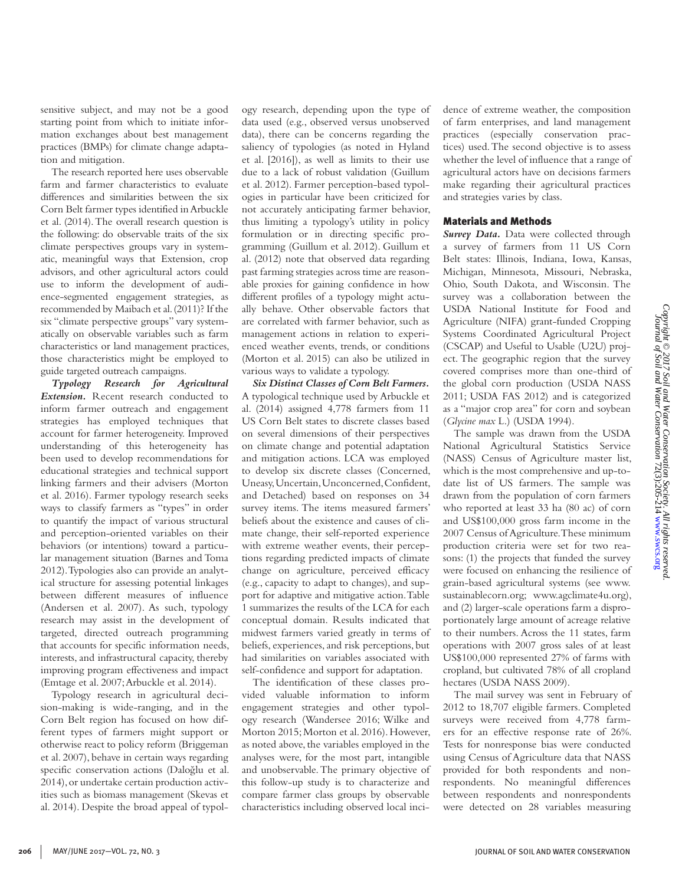sensitive subject, and may not be a good starting point from which to initiate information exchanges about best management practices (BMPs) for climate change adaptation and mitigation.

The research reported here uses observable farm and farmer characteristics to evaluate differences and similarities between the six Corn Belt farmer types identified in Arbuckle et al. (2014). The overall research question is the following: do observable traits of the six climate perspectives groups vary in systematic, meaningful ways that Extension, crop advisors, and other agricultural actors could use to inform the development of audience-segmented engagement strategies, as recommended by Maibach et al. (2011)? If the six "climate perspective groups" vary systematically on observable variables such as farm characteristics or land management practices, those characteristics might be employed to guide targeted outreach campaigns.

***Typology Research for Agricultural Extension.*** Recent research conducted to inform farmer outreach and engagement strategies has employed techniques that account for farmer heterogeneity. Improved understanding of this heterogeneity has been used to develop recommendations for educational strategies and technical support linking farmers and their advisers (Morton et al. 2016). Farmer typology research seeks ways to classify farmers as "types" in order to quantify the impact of various structural and perception-oriented variables on their behaviors (or intentions) toward a particular management situation (Barnes and Toma 2012). Typologies also can provide an analytical structure for assessing potential linkages between different measures of influence (Andersen et al. 2007). As such, typology research may assist in the development of targeted, directed outreach programming that accounts for specific information needs, interests, and infrastructural capacity, thereby improving program effectiveness and impact (Emtage et al. 2007; Arbuckle et al. 2014).

Typology research in agricultural decision-making is wide-ranging, and in the Corn Belt region has focused on how different types of farmers might support or otherwise react to policy reform (Briggeman et al. 2007), behave in certain ways regarding specific conservation actions (Daloğlu et al. 2014), or undertake certain production activities such as biomass management (Skevas et al. 2014). Despite the broad appeal of typology research, depending upon the type of data used (e.g., observed versus unobserved data), there can be concerns regarding the saliency of typologies (as noted in Hyland et al. [2016]), as well as limits to their use due to a lack of robust validation (Guillum et al. 2012). Farmer perception-based typologies in particular have been criticized for not accurately anticipating farmer behavior, thus limiting a typology's utility in policy formulation or in directing specific programming (Guillum et al. 2012). Guillum et al. (2012) note that observed data regarding past farming strategies across time are reasonable proxies for gaining confidence in how different profiles of a typology might actually behave. Other observable factors that are correlated with farmer behavior, such as management actions in relation to experienced weather events, trends, or conditions (Morton et al. 2015) can also be utilized in various ways to validate a typology.

***Six Distinct Classes of Corn Belt Farmers.*** A typological technique used by Arbuckle et al. (2014) assigned 4,778 farmers from 11 US Corn Belt states to discrete classes based on several dimensions of their perspectives on climate change and potential adaptation and mitigation actions. LCA was employed to develop six discrete classes (Concerned, Uneasy, Uncertain, Unconcerned, Confident, and Detached) based on responses on 34 survey items. The items measured farmers' beliefs about the existence and causes of climate change, their self-reported experience with extreme weather events, their perceptions regarding predicted impacts of climate change on agriculture, perceived efficacy (e.g., capacity to adapt to changes), and support for adaptive and mitigative action. Table 1 summarizes the results of the LCA for each conceptual domain. Results indicated that midwest farmers varied greatly in terms of beliefs, experiences, and risk perceptions, but had similarities on variables associated with self-confidence and support for adaptation.

The identification of these classes provided valuable information to inform engagement strategies and other typology research (Wandersee 2016; Wilke and Morton 2015; Morton et al. 2016). However, as noted above, the variables employed in the analyses were, for the most part, intangible and unobservable. The primary objective of this follow-up study is to characterize and compare farmer class groups by observable characteristics including observed local incidence of extreme weather, the composition of farm enterprises, and land management practices (especially conservation practices) used. The second objective is to assess whether the level of influence that a range of agricultural actors have on decisions farmers make regarding their agricultural practices and strategies varies by class.

## Materials and Methods

***Survey Data.*** Data were collected through a survey of farmers from 11 US Corn Belt states: Illinois, Indiana, Iowa, Kansas, Michigan, Minnesota, Missouri, Nebraska, Ohio, South Dakota, and Wisconsin. The survey was a collaboration between the USDA National Institute for Food and Agriculture (NIFA) grant-funded Cropping Systems Coordinated Agricultural Project (CSCAP) and Useful to Usable (U2U) project. The geographic region that the survey covered comprises more than one-third of the global corn production (USDA NASS 2011; USDA FAS 2012) and is categorized as a "major crop area" for corn and soybean (*Glycine max* L.) (USDA 1994).

The sample was drawn from the USDA National Agricultural Statistics Service (NASS) Census of Agriculture master list, which is the most comprehensive and up-to-date list of US farmers. The sample was drawn from the population of corn farmers who reported at least 33 ha (80 ac) of corn and US$100,000 gross farm income in the 2007 Census of Agriculture. These minimum production criteria were set for two reasons: (1) the projects that funded the survey were focused on enhancing the resilience of grain-based agricultural systems (see www.sustainablecorn.org; www.agclimate4u.org), and (2) larger-scale operations farm a disproportionately large amount of acreage relative to their numbers. Across the 11 states, farm operations with 2007 gross sales of at least US$100,000 represented 27% of farms with cropland, but cultivated 78% of all cropland hectares (USDA NASS 2009).

The mail survey was sent in February of 2012 to 18,707 eligible farmers. Completed surveys were received from 4,778 farmers for an effective response rate of 26%. Tests for nonresponse bias were conducted using Census of Agriculture data that NASS provided for both respondents and nonrespondents. No meaningful differences between respondents and nonrespondents were detected on 28 variables measuring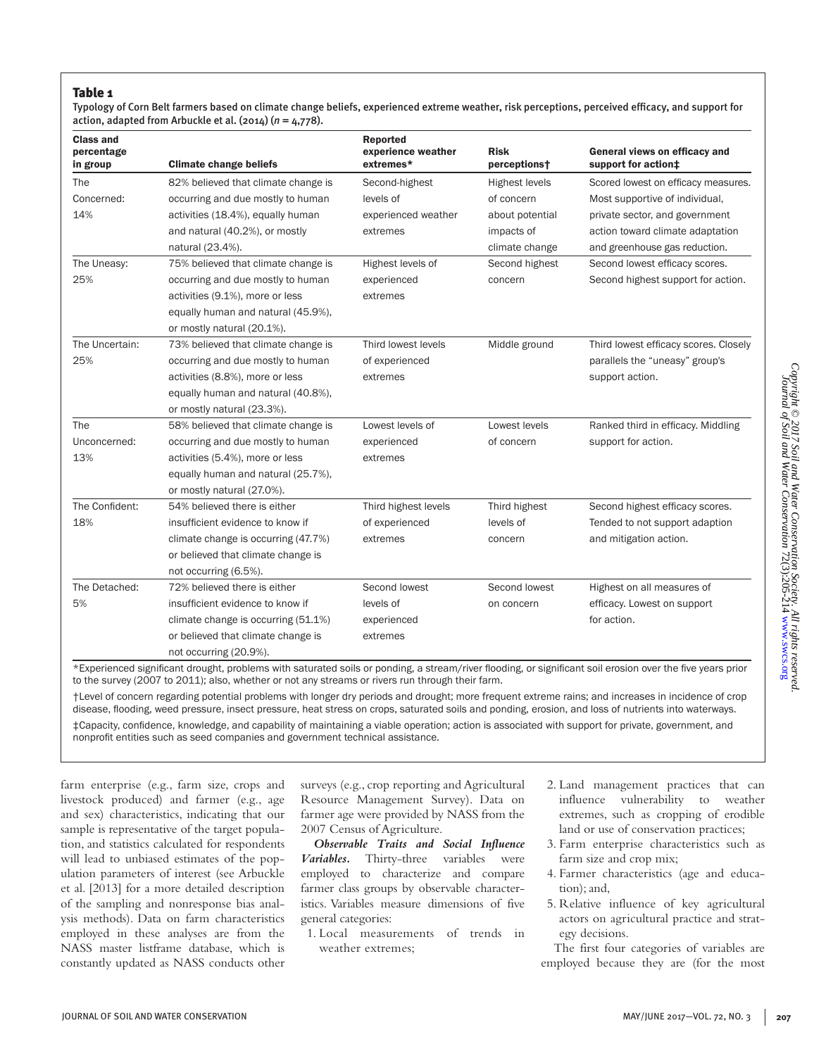**Table 1**

Typology of Corn Belt farmers based on climate change beliefs, experienced extreme weather, risk perceptions, perceived efficacy, and support for action, adapted from Arbuckle et al. (2014) (*n* = 4,778).

| Class and percentage in group | Climate change beliefs | Reported experience weather extremes* | Risk perceptions† | General views on efficacy and support for action‡ |
|---|---|---|---|---|
| The Concerned: 14% | 82% believed that climate change is occurring and due mostly to human activities (18.4%), equally human and natural (40.2%), or mostly natural (23.4%). | Second-highest levels of experienced weather extremes | Highest levels of concern about potential impacts of climate change | Scored lowest on efficacy measures. Most supportive of individual, private sector, and government action toward climate adaptation and greenhouse gas reduction. |
| The Uneasy: 25% | 75% believed that climate change is occurring and due mostly to human activities (9.1%), more or less equally human and natural (45.9%), or mostly natural (20.1%). | Highest levels of experienced extremes | Second highest concern | Second lowest efficacy scores. Second highest support for action. |
| The Uncertain: 25% | 73% believed that climate change is occurring and due mostly to human activities (8.8%), more or less equally human and natural (40.8%), or mostly natural (23.3%). | Third lowest levels of experienced extremes | Middle ground | Third lowest efficacy scores. Closely parallels the "uneasy" group's support action. |
| The Unconcerned: 13% | 58% believed that climate change is occurring and due mostly to human activities (5.4%), more or less equally human and natural (25.7%), or mostly natural (27.0%). | Lowest levels of experienced extremes | Lowest levels of concern | Ranked third in efficacy. Middling support for action. |
| The Confident: 18% | 54% believed there is either insufficient evidence to know if climate change is occurring (47.7%) or believed that climate change is not occurring (6.5%). | Third highest levels of experienced extremes | Third highest levels of concern | Second highest efficacy scores. Tended to not support adaption and mitigation action. |
| The Detached: 5% | 72% believed there is either insufficient evidence to know if climate change is occurring (51.1%) or believed that climate change is not occurring (20.9%). | Second lowest levels of experienced extremes | Second lowest on concern | Highest on all measures of efficacy. Lowest on support for action. |

*Experienced significant drought, problems with saturated soils or ponding, a stream/river flooding, or significant soil erosion over the five years prior to the survey (2007 to 2011); also, whether or not any streams or rivers run through their farm.

†Level of concern regarding potential problems with longer dry periods and drought; more frequent extreme rains; and increases in incidence of crop disease, flooding, weed pressure, insect pressure, heat stress on crops, saturated soils and ponding, erosion, and loss of nutrients into waterways.

‡Capacity, confidence, knowledge, and capability of maintaining a viable operation; action is associated with support for private, government, and nonprofit entities such as seed companies and government technical assistance.

farm enterprise (e.g., farm size, crops and livestock produced) and farmer (e.g., age and sex) characteristics, indicating that our sample is representative of the target population, and statistics calculated for respondents will lead to unbiased estimates of the population parameters of interest (see Arbuckle et al. [2013] for a more detailed description of the sampling and nonresponse bias analysis methods). Data on farm characteristics employed in these analyses are from the NASS master listframe database, which is constantly updated as NASS conducts other surveys (e.g., crop reporting and Agricultural Resource Management Survey). Data on farmer age were provided by NASS from the 2007 Census of Agriculture.

***Observable Traits and Social Influence Variables.*** Thirty-three variables were employed to characterize and compare farmer class groups by observable characteristics. Variables measure dimensions of five general categories:

1. Local measurements of trends in weather extremes;
2. Land management practices that can influence vulnerability to weather extremes, such as cropping of erodible land or use of conservation practices;
3. Farm enterprise characteristics such as farm size and crop mix;
4. Farmer characteristics (age and education); and,
5. Relative influence of key agricultural actors on agricultural practice and strategy decisions.

The first four categories of variables are employed because they are (for the most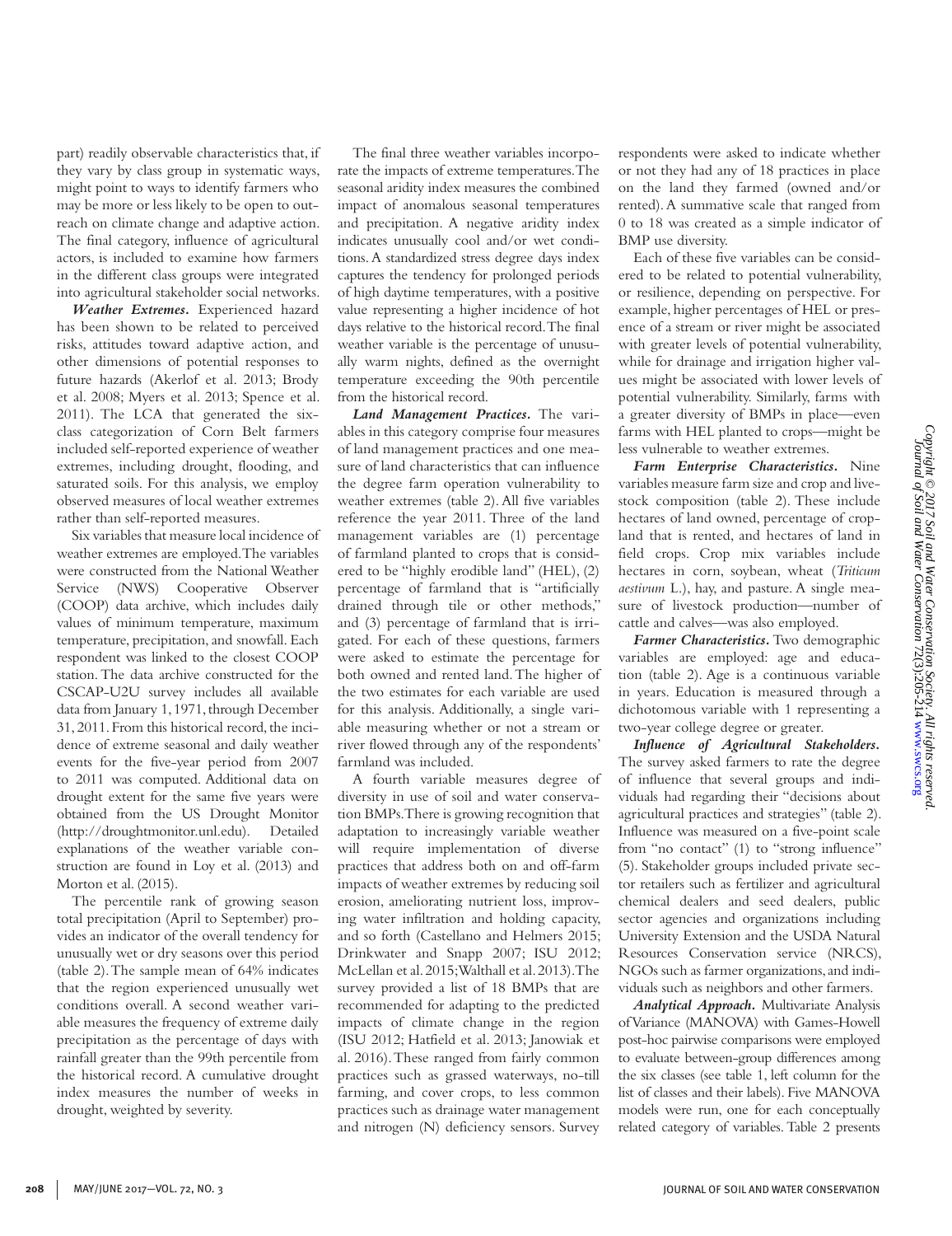part) readily observable characteristics that, if they vary by class group in systematic ways, might point to ways to identify farmers who may be more or less likely to be open to outreach on climate change and adaptive action. The final category, influence of agricultural actors, is included to examine how farmers in the different class groups were integrated into agricultural stakeholder social networks.

***Weather Extremes.*** Experienced hazard has been shown to be related to perceived risks, attitudes toward adaptive action, and other dimensions of potential responses to future hazards (Akerlof et al. 2013; Brody et al. 2008; Myers et al. 2013; Spence et al. 2011). The LCA that generated the six-class categorization of Corn Belt farmers included self-reported experience of weather extremes, including drought, flooding, and saturated soils. For this analysis, we employ observed measures of local weather extremes rather than self-reported measures.

Six variables that measure local incidence of weather extremes are employed. The variables were constructed from the National Weather Service (NWS) Cooperative Observer (COOP) data archive, which includes daily values of minimum temperature, maximum temperature, precipitation, and snowfall. Each respondent was linked to the closest COOP station. The data archive constructed for the CSCAP-U2U survey includes all available data from January 1, 1971, through December 31, 2011. From this historical record, the incidence of extreme seasonal and daily weather events for the five-year period from 2007 to 2011 was computed. Additional data on drought extent for the same five years were obtained from the US Drought Monitor (http://droughtmonitor.unl.edu). Detailed explanations of the weather variable construction are found in Loy et al. (2013) and Morton et al. (2015).

The percentile rank of growing season total precipitation (April to September) provides an indicator of the overall tendency for unusually wet or dry seasons over this period (table 2). The sample mean of 64% indicates that the region experienced unusually wet conditions overall. A second weather variable measures the frequency of extreme daily precipitation as the percentage of days with rainfall greater than the 99th percentile from the historical record. A cumulative drought index measures the number of weeks in drought, weighted by severity.

The final three weather variables incorporate the impacts of extreme temperatures. The seasonal aridity index measures the combined impact of anomalous seasonal temperatures and precipitation. A negative aridity index indicates unusually cool and/or wet conditions. A standardized stress degree days index captures the tendency for prolonged periods of high daytime temperatures, with a positive value representing a higher incidence of hot days relative to the historical record. The final weather variable is the percentage of unusually warm nights, defined as the overnight temperature exceeding the 90th percentile from the historical record.

***Land Management Practices.*** The variables in this category comprise four measures of land management practices and one measure of land characteristics that can influence the degree farm operation vulnerability to weather extremes (table 2). All five variables reference the year 2011. Three of the land management variables are (1) percentage of farmland planted to crops that is considered to be "highly erodible land" (HEL), (2) percentage of farmland that is "artificially drained through tile or other methods," and (3) percentage of farmland that is irrigated. For each of these questions, farmers were asked to estimate the percentage for both owned and rented land. The higher of the two estimates for each variable are used for this analysis. Additionally, a single variable measuring whether or not a stream or river flowed through any of the respondents' farmland was included.

A fourth variable measures degree of diversity in use of soil and water conservation BMPs. There is growing recognition that adaptation to increasingly variable weather will require implementation of diverse practices that address both on and off-farm impacts of weather extremes by reducing soil erosion, ameliorating nutrient loss, improving water infiltration and holding capacity, and so forth (Castellano and Helmers 2015; Drinkwater and Snapp 2007; ISU 2012; McLellan et al. 2015; Walthall et al. 2013). The survey provided a list of 18 BMPs that are recommended for adapting to the predicted impacts of climate change in the region (ISU 2012; Hatfield et al. 2013; Janowiak et al. 2016). These ranged from fairly common practices such as grassed waterways, no-till farming, and cover crops, to less common practices such as drainage water management and nitrogen (N) deficiency sensors. Survey respondents were asked to indicate whether or not they had any of 18 practices in place on the land they farmed (owned and/or rented). A summative scale that ranged from 0 to 18 was created as a simple indicator of BMP use diversity.

Each of these five variables can be considered to be related to potential vulnerability, or resilience, depending on perspective. For example, higher percentages of HEL or presence of a stream or river might be associated with greater levels of potential vulnerability, while for drainage and irrigation higher values might be associated with lower levels of potential vulnerability. Similarly, farms with a greater diversity of BMPs in place—even farms with HEL planted to crops—might be less vulnerable to weather extremes.

***Farm Enterprise Characteristics.*** Nine variables measure farm size and crop and livestock composition (table 2). These include hectares of land owned, percentage of cropland that is rented, and hectares of land in field crops. Crop mix variables include hectares in corn, soybean, wheat (*Triticum aestivum* L.), hay, and pasture. A single measure of livestock production—number of cattle and calves—was also employed.

***Farmer Characteristics.*** Two demographic variables are employed: age and education (table 2). Age is a continuous variable in years. Education is measured through a dichotomous variable with 1 representing a two-year college degree or greater.

***Influence of Agricultural Stakeholders.*** The survey asked farmers to rate the degree of influence that several groups and individuals had regarding their "decisions about agricultural practices and strategies" (table 2). Influence was measured on a five-point scale from "no contact" (1) to "strong influence" (5). Stakeholder groups included private sector retailers such as fertilizer and agricultural chemical dealers and seed dealers, public sector agencies and organizations including University Extension and the USDA Natural Resources Conservation service (NRCS), NGOs such as farmer organizations, and individuals such as neighbors and other farmers.

***Analytical Approach.*** Multivariate Analysis of Variance (MANOVA) with Games-Howell post-hoc pairwise comparisons were employed to evaluate between-group differences among the six classes (see table 1, left column for the list of classes and their labels). Five MANOVA models were run, one for each conceptually related category of variables. Table 2 presents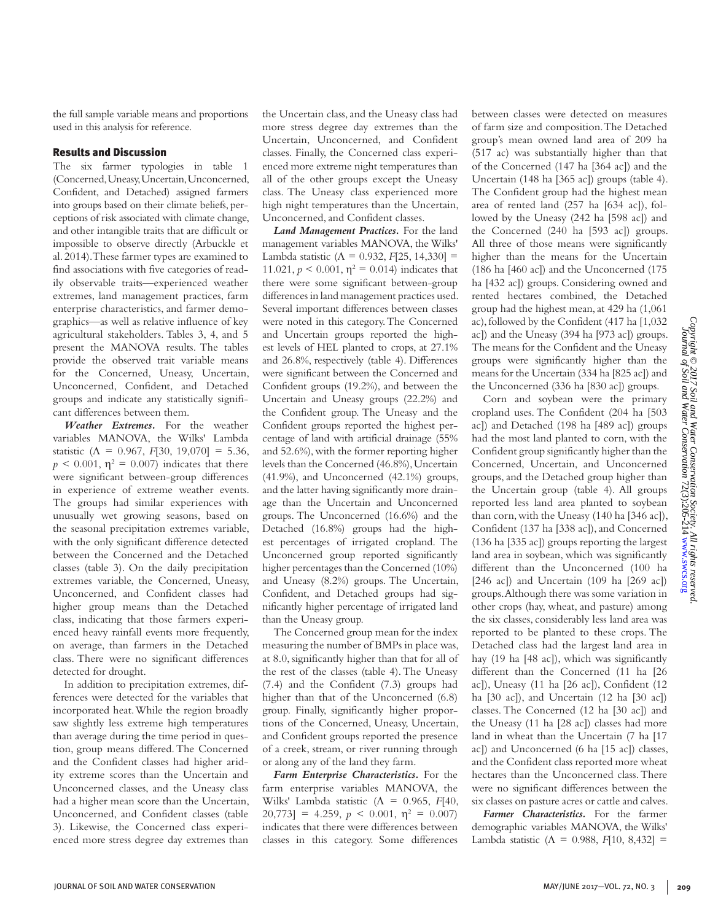the full sample variable means and proportions used in this analysis for reference.

## Results and Discussion

The six farmer typologies in table 1 (Concerned, Uneasy, Uncertain, Unconcerned, Confident, and Detached) assigned farmers into groups based on their climate beliefs, perceptions of risk associated with climate change, and other intangible traits that are difficult or impossible to observe directly (Arbuckle et al. 2014). These farmer types are examined to find associations with five categories of readily observable traits—experienced weather extremes, land management practices, farm enterprise characteristics, and farmer demographics—as well as relative influence of key agricultural stakeholders. Tables 3, 4, and 5 present the MANOVA results. The tables provide the observed trait variable means for the Concerned, Uneasy, Uncertain, Unconcerned, Confident, and Detached groups and indicate any statistically significant differences between them.

***Weather Extremes.*** For the weather variables MANOVA, the Wilks' Lambda statistic ($\Lambda = 0.967$, $F[30, 19{,}070] = 5.36$, $p < 0.001$, $\eta^2 = 0.007$) indicates that there were significant between-group differences in experience of extreme weather events. The groups had similar experiences with unusually wet growing seasons, based on the seasonal precipitation extremes variable, with the only significant difference detected between the Concerned and the Detached classes (table 3). On the daily precipitation extremes variable, the Concerned, Uneasy, Unconcerned, and Confident classes had higher group means than the Detached class, indicating that those farmers experienced heavy rainfall events more frequently, on average, than farmers in the Detached class. There were no significant differences detected for drought.

In addition to precipitation extremes, differences were detected for the variables that incorporated heat. While the region broadly saw slightly less extreme high temperatures than average during the time period in question, group means differed. The Concerned and the Confident classes had higher aridity extreme scores than the Uncertain and Unconcerned classes, and the Uneasy class had a higher mean score than the Uncertain, Unconcerned, and Confident classes (table 3). Likewise, the Concerned class experienced more stress degree day extremes than the Uncertain class, and the Uneasy class had more stress degree day extremes than the Uncertain, Unconcerned, and Confident classes. Finally, the Concerned class experienced more extreme night temperatures than all of the other groups except the Uneasy class. The Uneasy class experienced more high night temperatures than the Uncertain, Unconcerned, and Confident classes.

***Land Management Practices.*** For the land management variables MANOVA, the Wilks' Lambda statistic ($\Lambda = 0.932$, $F[25, 14{,}330] = 11.021$, $p < 0.001$, $\eta^2 = 0.014$) indicates that there were some significant between-group differences in land management practices used. Several important differences between classes were noted in this category. The Concerned and Uncertain groups reported the highest levels of HEL planted to crops, at 27.1% and 26.8%, respectively (table 4). Differences were significant between the Concerned and Confident groups (19.2%), and between the Uncertain and Uneasy groups (22.2%) and the Confident group. The Uneasy and the Confident groups reported the highest percentage of land with artificial drainage (55% and 52.6%), with the former reporting higher levels than the Concerned (46.8%), Uncertain (41.9%), and Unconcerned (42.1%) groups, and the latter having significantly more drainage than the Uncertain and Unconcerned groups. The Unconcerned (16.6%) and the Detached (16.8%) groups had the highest percentages of irrigated cropland. The Unconcerned group reported significantly higher percentages than the Concerned (10%) and Uneasy (8.2%) groups. The Uncertain, Confident, and Detached groups had significantly higher percentage of irrigated land than the Uneasy group.

The Concerned group mean for the index measuring the number of BMPs in place was, at 8.0, significantly higher than that for all of the rest of the classes (table 4). The Uneasy (7.4) and the Confident (7.3) groups had higher than that of the Unconcerned (6.8) group. Finally, significantly higher proportions of the Concerned, Uneasy, Uncertain, and Confident groups reported the presence of a creek, stream, or river running through or along any of the land they farm.

***Farm Enterprise Characteristics.*** For the farm enterprise variables MANOVA, the Wilks' Lambda statistic ($\Lambda = 0.965$, $F[40, 20{,}773] = 4.259$, $p < 0.001$, $\eta^2 = 0.007$) indicates that there were differences between classes in this category. Some differences between classes were detected on measures of farm size and composition. The Detached group's mean owned land area of 209 ha (517 ac) was substantially higher than that of the Concerned (147 ha [364 ac]) and the Uncertain (148 ha [365 ac]) groups (table 4). The Confident group had the highest mean area of rented land (257 ha [634 ac]), followed by the Uneasy (242 ha [598 ac]) and the Concerned (240 ha [593 ac]) groups. All three of those means were significantly higher than the means for the Uncertain (186 ha [460 ac]) and the Unconcerned (175 ha [432 ac]) groups. Considering owned and rented hectares combined, the Detached group had the highest mean, at 429 ha (1,061 ac), followed by the Confident (417 ha [1,032 ac]) and the Uneasy (394 ha [973 ac]) groups. The means for the Confident and the Uneasy groups were significantly higher than the means for the Uncertain (334 ha [825 ac]) and the Unconcerned (336 ha [830 ac]) groups.

Corn and soybean were the primary cropland uses. The Confident (204 ha [503 ac]) and Detached (198 ha [489 ac]) groups had the most land planted to corn, with the Confident group significantly higher than the Concerned, Uncertain, and Unconcerned groups, and the Detached group higher than the Uncertain group (table 4). All groups reported less land area planted to soybean than corn, with the Uneasy (140 ha [346 ac]), Confident (137 ha [338 ac]), and Concerned (136 ha [335 ac]) groups reporting the largest land area in soybean, which was significantly different than the Unconcerned (100 ha [246 ac]) and Uncertain (109 ha [269 ac]) groups. Although there was some variation in other crops (hay, wheat, and pasture) among the six classes, considerably less land area was reported to be planted to these crops. The Detached class had the largest land area in hay (19 ha [48 ac]), which was significantly different than the Concerned (11 ha [26 ac]), Uneasy (11 ha [26 ac]), Confident (12 ha [30 ac]), and Uncertain (12 ha [30 ac]) classes. The Concerned (12 ha [30 ac]) and the Uneasy (11 ha [28 ac]) classes had more land in wheat than the Uncertain (7 ha [17 ac]) and Unconcerned (6 ha [15 ac]) classes, and the Confident class reported more wheat hectares than the Unconcerned class. There were no significant differences between the six classes on pasture acres or cattle and calves.

***Farmer Characteristics.*** For the farmer demographic variables MANOVA, the Wilks' Lambda statistic ($\Lambda = 0.988$, $F[10, 8{,}432] =$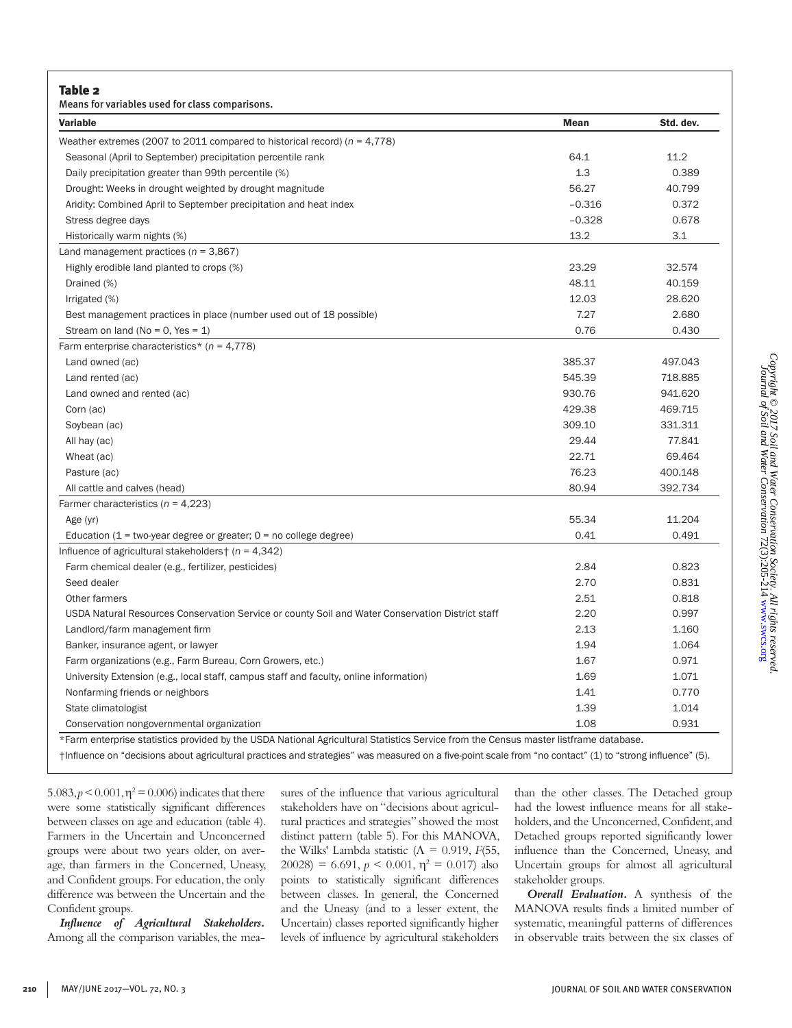**Table 2**

Means for variables used for class comparisons.

| Variable | Mean | Std. dev. |
|---|---|---|
| Weather extremes (2007 to 2011 compared to historical record) ($n$ = 4,778) | | |
| Seasonal (April to September) precipitation percentile rank | 64.1 | 11.2 |
| Daily precipitation greater than 99th percentile (%) | 1.3 | 0.389 |
| Drought: Weeks in drought weighted by drought magnitude | 56.27 | 40.799 |
| Aridity: Combined April to September precipitation and heat index | −0.316 | 0.372 |
| Stress degree days | −0.328 | 0.678 |
| Historically warm nights (%) | 13.2 | 3.1 |
| Land management practices ($n$ = 3,867) | | |
| Highly erodible land planted to crops (%) | 23.29 | 32.574 |
| Drained (%) | 48.11 | 40.159 |
| Irrigated (%) | 12.03 | 28.620 |
| Best management practices in place (number used out of 18 possible) | 7.27 | 2.680 |
| Stream on land (No = 0, Yes = 1) | 0.76 | 0.430 |
| Farm enterprise characteristics* ($n$ = 4,778) | | |
| Land owned (ac) | 385.37 | 497.043 |
| Land rented (ac) | 545.39 | 718.885 |
| Land owned and rented (ac) | 930.76 | 941.620 |
| Corn (ac) | 429.38 | 469.715 |
| Soybean (ac) | 309.10 | 331.311 |
| All hay (ac) | 29.44 | 77.841 |
| Wheat (ac) | 22.71 | 69.464 |
| Pasture (ac) | 76.23 | 400.148 |
| All cattle and calves (head) | 80.94 | 392.734 |
| Farmer characteristics ($n$ = 4,223) | | |
| Age (yr) | 55.34 | 11.204 |
| Education (1 = two-year degree or greater; 0 = no college degree) | 0.41 | 0.491 |
| Influence of agricultural stakeholders† ($n$ = 4,342) | | |
| Farm chemical dealer (e.g., fertilizer, pesticides) | 2.84 | 0.823 |
| Seed dealer | 2.70 | 0.831 |
| Other farmers | 2.51 | 0.818 |
| USDA Natural Resources Conservation Service or county Soil and Water Conservation District staff | 2.20 | 0.997 |
| Landlord/farm management firm | 2.13 | 1.160 |
| Banker, insurance agent, or lawyer | 1.94 | 1.064 |
| Farm organizations (e.g., Farm Bureau, Corn Growers, etc.) | 1.67 | 0.971 |
| University Extension (e.g., local staff, campus staff and faculty, online information) | 1.69 | 1.071 |
| Nonfarming friends or neighbors | 1.41 | 0.770 |
| State climatologist | 1.39 | 1.014 |
| Conservation nongovernmental organization | 1.08 | 0.931 |

*Farm enterprise statistics provided by the USDA National Agricultural Statistics Service from the Census master listframe database.

†Influence on "decisions about agricultural practices and strategies" was measured on a five-point scale from "no contact" (1) to "strong influence" (5).

$5.083, p < 0.001, \eta^2 = 0.006$) indicates that there were some statistically significant differences between classes on age and education (table 4). Farmers in the Uncertain and Unconcerned groups were about two years older, on average, than farmers in the Concerned, Uneasy, and Confident groups. For education, the only difference was between the Uncertain and the Confident groups.

***Influence of Agricultural Stakeholders.*** Among all the comparison variables, the measures of the influence that various agricultural stakeholders have on "decisions about agricultural practices and strategies" showed the most distinct pattern (table 5). For this MANOVA, the Wilks' Lambda statistic ($\Lambda$ = 0.919, $F(55, 20028)$ = 6.691, $p < 0.001$, $\eta^2$ = 0.017) also points to statistically significant differences between classes. In general, the Concerned and the Uneasy (and to a lesser extent, the Uncertain) classes reported significantly higher levels of influence by agricultural stakeholders than the other classes. The Detached group had the lowest influence means for all stakeholders, and the Unconcerned, Confident, and Detached groups reported significantly lower influence than the Concerned, Uneasy, and Uncertain groups for almost all agricultural stakeholder groups.

***Overall Evaluation.*** A synthesis of the MANOVA results finds a limited number of systematic, meaningful patterns of differences in observable traits between the six classes of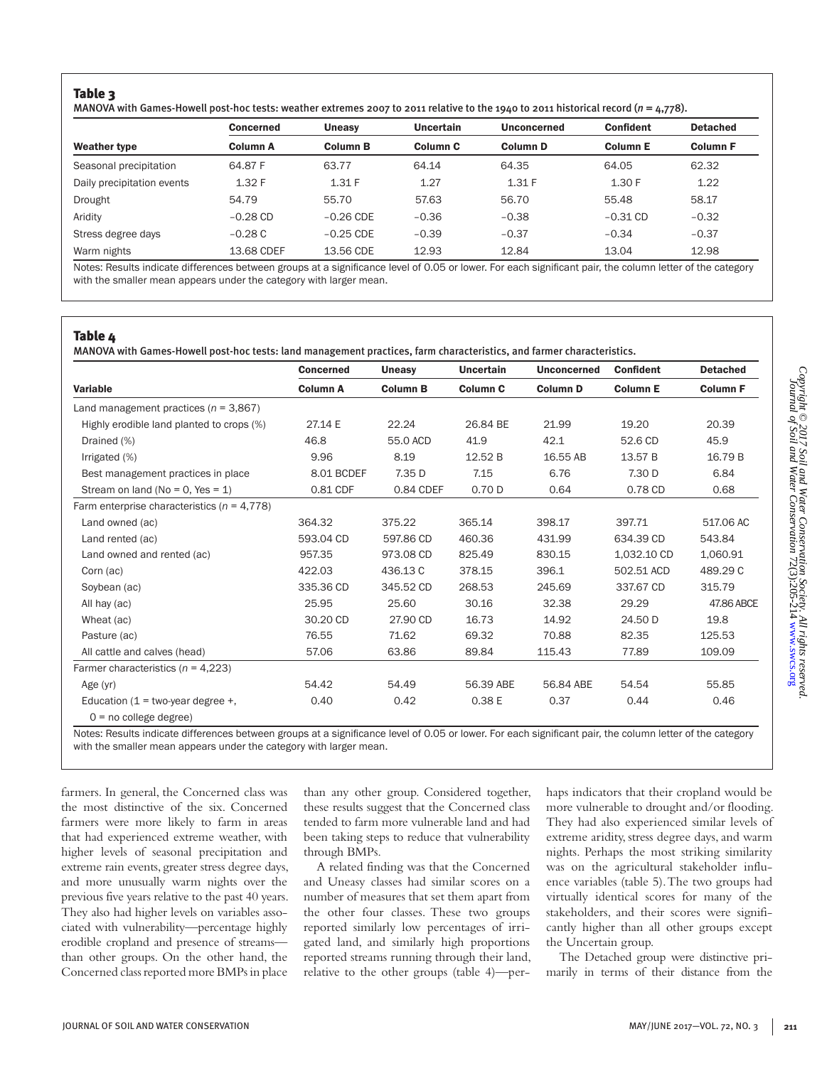**Table 3**

MANOVA with Games-Howell post-hoc tests: weather extremes 2007 to 2011 relative to the 1940 to 2011 historical record ($n$ = 4,778).

| Weather type | Concerned Column A | Uneasy Column B | Uncertain Column C | Unconcerned Column D | Confident Column E | Detached Column F |
|---|---|---|---|---|---|---|
| Seasonal precipitation | 64.87 F | 63.77 | 64.14 | 64.35 | 64.05 | 62.32 |
| Daily precipitation events | 1.32 F | 1.31 F | 1.27 | 1.31 F | 1.30 F | 1.22 |
| Drought | 54.79 | 55.70 | 57.63 | 56.70 | 55.48 | 58.17 |
| Aridity | −0.28 CD | −0.26 CDE | −0.36 | −0.38 | −0.31 CD | −0.32 |
| Stress degree days | −0.28 C | −0.25 CDE | −0.39 | −0.37 | −0.34 | −0.37 |
| Warm nights | 13.68 CDEF | 13.56 CDE | 12.93 | 12.84 | 13.04 | 12.98 |

Notes: Results indicate differences between groups at a significance level of 0.05 or lower. For each significant pair, the column letter of the category with the smaller mean appears under the category with larger mean.

**Table 4**

MANOVA with Games-Howell post-hoc tests: land management practices, farm characteristics, and farmer characteristics.

| Variable | Concerned Column A | Uneasy Column B | Uncertain Column C | Unconcerned Column D | Confident Column E | Detached Column F |
|---|---|---|---|---|---|---|
| Land management practices ($n$ = 3,867) | | | | | | |
| Highly erodible land planted to crops (%) | 27.14 E | 22.24 | 26.84 BE | 21.99 | 19.20 | 20.39 |
| Drained (%) | 46.8 | 55.0 ACD | 41.9 | 42.1 | 52.6 CD | 45.9 |
| Irrigated (%) | 9.96 | 8.19 | 12.52 B | 16.55 AB | 13.57 B | 16.79 B |
| Best management practices in place | 8.01 BCDEF | 7.35 D | 7.15 | 6.76 | 7.30 D | 6.84 |
| Stream on land (No = 0, Yes = 1) | 0.81 CDF | 0.84 CDEF | 0.70 D | 0.64 | 0.78 CD | 0.68 |
| Farm enterprise characteristics ($n$ = 4,778) | | | | | | |
| Land owned (ac) | 364.32 | 375.22 | 365.14 | 398.17 | 397.71 | 517.06 AC |
| Land rented (ac) | 593.04 CD | 597.86 CD | 460.36 | 431.99 | 634.39 CD | 543.84 |
| Land owned and rented (ac) | 957.35 | 973.08 CD | 825.49 | 830.15 | 1,032.10 CD | 1,060.91 |
| Corn (ac) | 422.03 | 436.13 C | 378.15 | 396.1 | 502.51 ACD | 489.29 C |
| Soybean (ac) | 335.36 CD | 345.52 CD | 268.53 | 245.69 | 337.67 CD | 315.79 |
| All hay (ac) | 25.95 | 25.60 | 30.16 | 32.38 | 29.29 | 47.86 ABCE |
| Wheat (ac) | 30.20 CD | 27.90 CD | 16.73 | 14.92 | 24.50 D | 19.8 |
| Pasture (ac) | 76.55 | 71.62 | 69.32 | 70.88 | 82.35 | 125.53 |
| All cattle and calves (head) | 57.06 | 63.86 | 89.84 | 115.43 | 77.89 | 109.09 |
| Farmer characteristics ($n$ = 4,223) | | | | | | |
| Age (yr) | 54.42 | 54.49 | 56.39 ABE | 56.84 ABE | 54.54 | 55.85 |
| Education (1 = two-year degree +, 0 = no college degree) | 0.40 | 0.42 | 0.38 E | 0.37 | 0.44 | 0.46 |

Notes: Results indicate differences between groups at a significance level of 0.05 or lower. For each significant pair, the column letter of the category with the smaller mean appears under the category with larger mean.

farmers. In general, the Concerned class was the most distinctive of the six. Concerned farmers were more likely to farm in areas that had experienced extreme weather, with higher levels of seasonal precipitation and extreme rain events, greater stress degree days, and more unusually warm nights over the previous five years relative to the past 40 years. They also had higher levels on variables associated with vulnerability—percentage highly erodible cropland and presence of streams—than other groups. On the other hand, the Concerned class reported more BMPs in place than any other group. Considered together, these results suggest that the Concerned class tended to farm more vulnerable land and had been taking steps to reduce that vulnerability through BMPs.

A related finding was that the Concerned and Uneasy classes had similar scores on a number of measures that set them apart from the other four classes. These two groups reported similarly low percentages of irrigated land, and similarly high proportions reported streams running through their land, relative to the other groups (table 4)—perhaps indicators that their cropland would be more vulnerable to drought and/or flooding. They had also experienced similar levels of extreme aridity, stress degree days, and warm nights. Perhaps the most striking similarity was on the agricultural stakeholder influence variables (table 5). The two groups had virtually identical scores for many of the stakeholders, and their scores were significantly higher than all other groups except the Uncertain group.

The Detached group were distinctive primarily in terms of their distance from the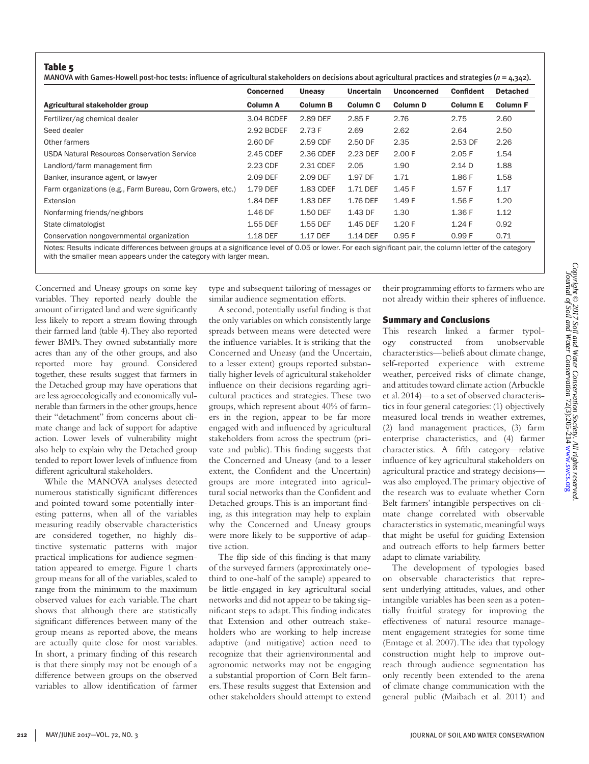**Table 5**

MANOVA with Games-Howell post-hoc tests: influence of agricultural stakeholders on decisions about agricultural practices and strategies ($n$ = 4,342).

| Agricultural stakeholder group | Concerned<br>Column A | Uneasy<br>Column B | Uncertain<br>Column C | Unconcerned<br>Column D | Confident<br>Column E | Detached<br>Column F |
|---|---|---|---|---|---|---|
| Fertilizer/ag chemical dealer | 3.04 BCDEF | 2.89 DEF | 2.85 F | 2.76 | 2.75 | 2.60 |
| Seed dealer | 2.92 BCDEF | 2.73 F | 2.69 | 2.62 | 2.64 | 2.50 |
| Other farmers | 2.60 DF | 2.59 CDF | 2.50 DF | 2.35 | 2.53 DF | 2.26 |
| USDA Natural Resources Conservation Service | 2.45 CDEF | 2.36 CDEF | 2.23 DEF | 2.00 F | 2.05 F | 1.54 |
| Landlord/farm management firm | 2.23 CDF | 2.31 CDEF | 2.05 | 1.90 | 2.14 D | 1.88 |
| Banker, insurance agent, or lawyer | 2.09 DEF | 2.09 DEF | 1.97 DF | 1.71 | 1.86 F | 1.58 |
| Farm organizations (e.g., Farm Bureau, Corn Growers, etc.) | 1.79 DEF | 1.83 CDEF | 1.71 DEF | 1.45 F | 1.57 F | 1.17 |
| Extension | 1.84 DEF | 1.83 DEF | 1.76 DEF | 1.49 F | 1.56 F | 1.20 |
| Nonfarming friends/neighbors | 1.46 DF | 1.50 DEF | 1.43 DF | 1.30 | 1.36 F | 1.12 |
| State climatologist | 1.55 DEF | 1.55 DEF | 1.45 DEF | 1.20 F | 1.24 F | 0.92 |
| Conservation nongovernmental organization | 1.18 DEF | 1.17 DEF | 1.14 DEF | 0.95 F | 0.99 F | 0.71 |

Notes: Results indicate differences between groups at a significance level of 0.05 or lower. For each significant pair, the column letter of the category with the smaller mean appears under the category with larger mean.

Concerned and Uneasy groups on some key variables. They reported nearly double the amount of irrigated land and were significantly less likely to report a stream flowing through their farmed land (table 4). They also reported fewer BMPs. They owned substantially more acres than any of the other groups, and also reported more hay ground. Considered together, these results suggest that farmers in the Detached group may have operations that are less agroecologically and economically vulnerable than farmers in the other groups, hence their "detachment" from concerns about climate change and lack of support for adaptive action. Lower levels of vulnerability might also help to explain why the Detached group tended to report lower levels of influence from different agricultural stakeholders.

While the MANOVA analyses detected numerous statistically significant differences and pointed toward some potentially interesting patterns, when all of the variables measuring readily observable characteristics are considered together, no highly distinctive systematic patterns with major practical implications for audience segmentation appeared to emerge. Figure 1 charts group means for all of the variables, scaled to range from the minimum to the maximum observed values for each variable. The chart shows that although there are statistically significant differences between many of the group means as reported above, the means are actually quite close for most variables. In short, a primary finding of this research is that there simply may not be enough of a difference between groups on the observed variables to allow identification of farmer type and subsequent tailoring of messages or similar audience segmentation efforts.

A second, potentially useful finding is that the only variables on which consistently large spreads between means were detected were the influence variables. It is striking that the Concerned and Uneasy (and the Uncertain, to a lesser extent) groups reported substantially higher levels of agricultural stakeholder influence on their decisions regarding agricultural practices and strategies. These two groups, which represent about 40% of farmers in the region, appear to be far more engaged with and influenced by agricultural stakeholders from across the spectrum (private and public). This finding suggests that the Concerned and Uneasy (and to a lesser extent, the Confident and the Uncertain) groups are more integrated into agricultural social networks than the Confident and Detached groups. This is an important finding, as this integration may help to explain why the Concerned and Uneasy groups were more likely to be supportive of adaptive action.

The flip side of this finding is that many of the surveyed farmers (approximately one-third to one-half of the sample) appeared to be little-engaged in key agricultural social networks and did not appear to be taking significant steps to adapt. This finding indicates that Extension and other outreach stakeholders who are working to help increase adaptive (and mitigative) action need to recognize that their agrienvironmental and agronomic networks may not be engaging a substantial proportion of Corn Belt farmers. These results suggest that Extension and other stakeholders should attempt to extend their programming efforts to farmers who are not already within their spheres of influence.

## Summary and Conclusions

This research linked a farmer typology constructed from unobservable characteristics—beliefs about climate change, self-reported experience with extreme weather, perceived risks of climate change, and attitudes toward climate action (Arbuckle et al. 2014)—to a set of observed characteristics in four general categories: (1) objectively measured local trends in weather extremes, (2) land management practices, (3) farm enterprise characteristics, and (4) farmer characteristics. A fifth category—relative influence of key agricultural stakeholders on agricultural practice and strategy decisions—was also employed. The primary objective of the research was to evaluate whether Corn Belt farmers' intangible perspectives on climate change correlated with observable characteristics in systematic, meaningful ways that might be useful for guiding Extension and outreach efforts to help farmers better adapt to climate variability.

The development of typologies based on observable characteristics that represent underlying attitudes, values, and other intangible variables has been seen as a potentially fruitful strategy for improving the effectiveness of natural resource management engagement strategies for some time (Emtage et al. 2007). The idea that typology construction might help to improve outreach through audience segmentation has only recently been extended to the arena of climate change communication with the general public (Maibach et al. 2011) and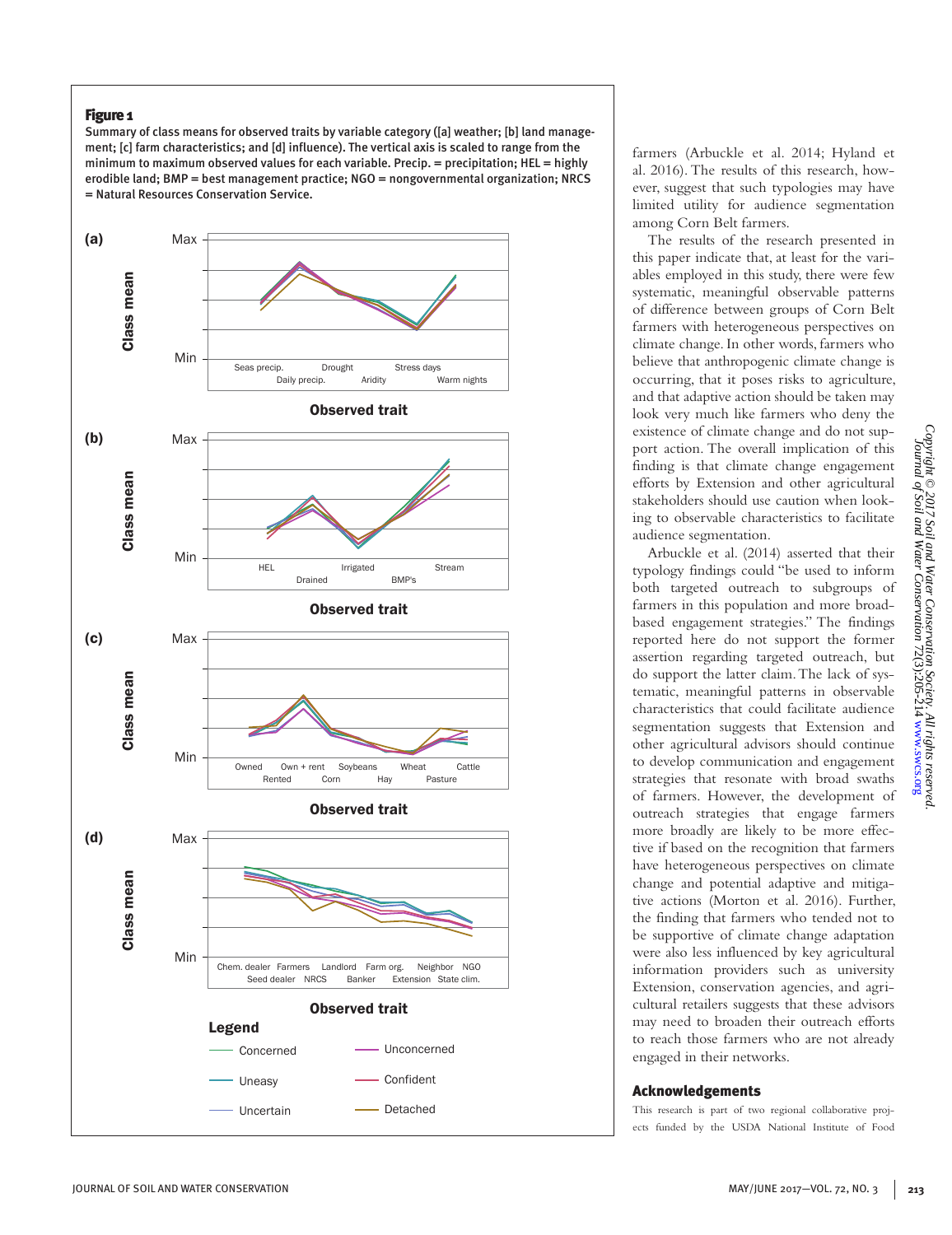**Figure 1**

Summary of class means for observed traits by variable category ([a] weather; [b] land management; [c] farm characteristics; and [d] influence). The vertical axis is scaled to range from the minimum to maximum observed values for each variable. Precip. = precipitation; HEL = highly erodible land; BMP = best management practice; NGO = nongovernmental organization; NRCS = Natural Resources Conservation Service.

farmers (Arbuckle et al. 2014; Hyland et al. 2016). The results of this research, however, suggest that such typologies may have limited utility for audience segmentation among Corn Belt farmers.

The results of the research presented in this paper indicate that, at least for the variables employed in this study, there were few systematic, meaningful observable patterns of difference between groups of Corn Belt farmers with heterogeneous perspectives on climate change. In other words, farmers who believe that anthropogenic climate change is occurring, that it poses risks to agriculture, and that adaptive action should be taken may look very much like farmers who deny the existence of climate change and do not support action. The overall implication of this finding is that climate change engagement efforts by Extension and other agricultural stakeholders should use caution when looking to observable characteristics to facilitate audience segmentation.

Arbuckle et al. (2014) asserted that their typology findings could "be used to inform both targeted outreach to subgroups of farmers in this population and more broad-based engagement strategies." The findings reported here do not support the former assertion regarding targeted outreach, but do support the latter claim. The lack of systematic, meaningful patterns in observable characteristics that could facilitate audience segmentation suggests that Extension and other agricultural advisors should continue to develop communication and engagement strategies that resonate with broad swaths of farmers. However, the development of outreach strategies that engage farmers more broadly are likely to be more effective if based on the recognition that farmers have heterogeneous perspectives on climate change and potential adaptive and mitigative actions (Morton et al. 2016). Further, the finding that farmers who tended not to be supportive of climate change adaptation were also less influenced by key agricultural information providers such as university Extension, conservation agencies, and agricultural retailers suggests that these advisors may need to broaden their outreach efforts to reach those farmers who are not already engaged in their networks.

## Acknowledgements

This research is part of two regional collaborative projects funded by the USDA National Institute of Food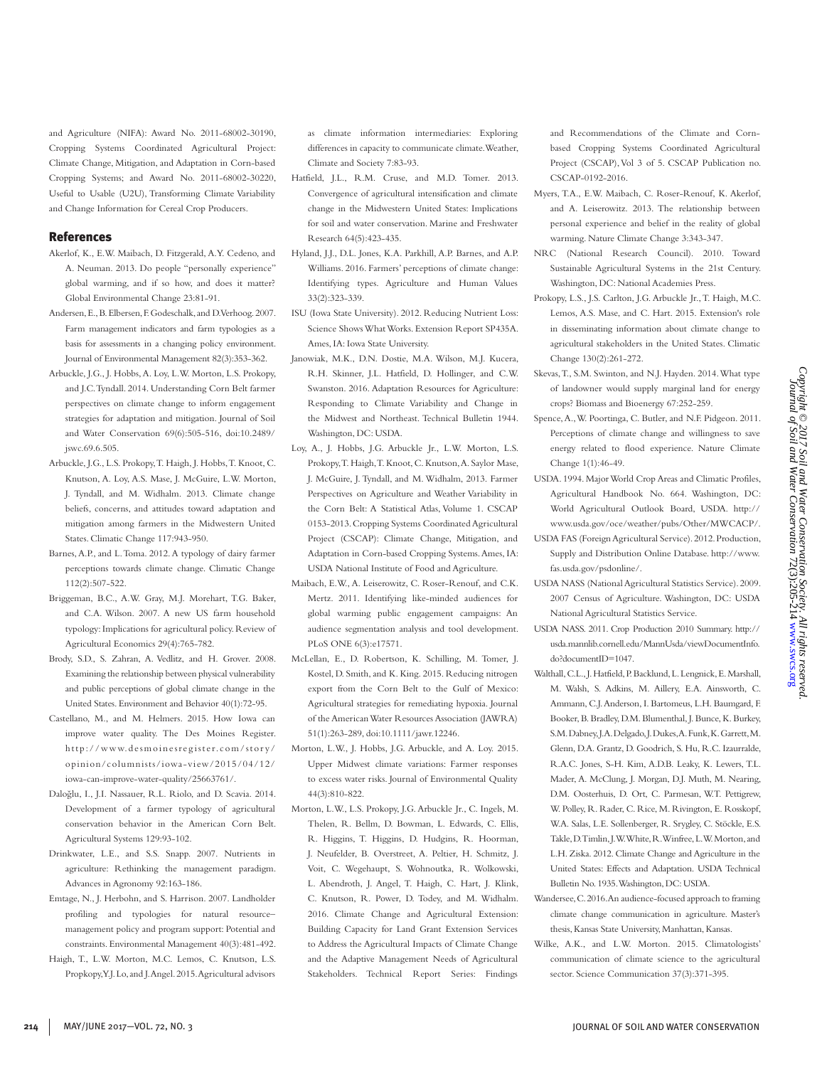and Agriculture (NIFA): Award No. 2011-68002-30190, Cropping Systems Coordinated Agricultural Project: Climate Change, Mitigation, and Adaptation in Corn-based Cropping Systems; and Award No. 2011-68002-30220, Useful to Usable (U2U), Transforming Climate Variability and Change Information for Cereal Crop Producers.

## References

Akerlof, K., E.W. Maibach, D. Fitzgerald, A.Y. Cedeno, and A. Neuman. 2013. Do people "personally experience" global warming, and if so how, and does it matter? Global Environmental Change 23:81-91.

Andersen, E., B. Elbersen, F. Godeschalk, and D. Verhoog. 2007. Farm management indicators and farm typologies as a basis for assessments in a changing policy environment. Journal of Environmental Management 82(3):353-362.

Arbuckle, J.G., J. Hobbs, A. Loy, L.W. Morton, L.S. Prokopy, and J.C. Tyndall. 2014. Understanding Corn Belt farmer perspectives on climate change to inform engagement strategies for adaptation and mitigation. Journal of Soil and Water Conservation 69(6):505-516, doi:10.2489/jswc.69.6.505.

Arbuckle, J.G., L.S. Prokopy, T. Haigh, J. Hobbs, T. Knoot, C. Knutson, A. Loy, A.S. Mase, J. McGuire, L.W. Morton, J. Tyndall, and M. Widhalm. 2013. Climate change beliefs, concerns, and attitudes toward adaptation and mitigation among farmers in the Midwestern United States. Climatic Change 117:943-950.

Barnes, A.P., and L. Toma. 2012. A typology of dairy farmer perceptions towards climate change. Climatic Change 112(2):507-522.

Briggeman, B.C., A.W. Gray, M.J. Morehart, T.G. Baker, and C.A. Wilson. 2007. A new US farm household typology: Implications for agricultural policy. Review of Agricultural Economics 29(4):765-782.

Brody, S.D., S. Zahran, A. Vedlitz, and H. Grover. 2008. Examining the relationship between physical vulnerability and public perceptions of global climate change in the United States. Environment and Behavior 40(1):72-95.

Castellano, M., and M. Helmers. 2015. How Iowa can improve water quality. The Des Moines Register. http://www.desmoinesregister.com/story/opinion/columnists/iowa-view/2015/04/12/iowa-can-improve-water-quality/25663761/.

Daloğlu, I., J.I. Nassauer, R.L. Riolo, and D. Scavia. 2014. Development of a farmer typology of agricultural conservation behavior in the American Corn Belt. Agricultural Systems 129:93-102.

Drinkwater, L.E., and S.S. Snapp. 2007. Nutrients in agriculture: Rethinking the management paradigm. Advances in Agronomy 92:163-186.

Emtage, N., J. Herbohn, and S. Harrison. 2007. Landholder profiling and typologies for natural resource–management policy and program support: Potential and constraints. Environmental Management 40(3):481-492.

Haigh, T., L.W. Morton, M.C. Lemos, C. Knutson, L.S. Propkopy, Y.J. Lo, and J. Angel. 2015. Agricultural advisors as climate information intermediaries: Exploring differences in capacity to communicate climate. Weather, Climate and Society 7:83-93.

Hatfield, J.L., R.M. Cruse, and M.D. Tomer. 2013. Convergence of agricultural intensification and climate change in the Midwestern United States: Implications for soil and water conservation. Marine and Freshwater Research 64(5):423-435.

Hyland, J.J., D.L. Jones, K.A. Parkhill, A.P. Barnes, and A.P. Williams. 2016. Farmers' perceptions of climate change: Identifying types. Agriculture and Human Values 33(2):323-339.

ISU (Iowa State University). 2012. Reducing Nutrient Loss: Science Shows What Works. Extension Report SP435A. Ames, IA: Iowa State University.

Janowiak, M.K., D.N. Dostie, M.A. Wilson, M.J. Kucera, R.H. Skinner, J.L. Hatfield, D. Hollinger, and C.W. Swanston. 2016. Adaptation Resources for Agriculture: Responding to Climate Variability and Change in the Midwest and Northeast. Technical Bulletin 1944. Washington, DC: USDA.

Loy, A., J. Hobbs, J.G. Arbuckle Jr., L.W. Morton, L.S. Prokopy, T. Haigh, T. Knoot, C. Knutson, A. Saylor Mase, J. McGuire, J. Tyndall, and M. Widhalm, 2013. Farmer Perspectives on Agriculture and Weather Variability in the Corn Belt: A Statistical Atlas, Volume 1. CSCAP 0153-2013. Cropping Systems Coordinated Agricultural Project (CSCAP): Climate Change, Mitigation, and Adaptation in Corn-based Cropping Systems. Ames, IA: USDA National Institute of Food and Agriculture.

Maibach, E.W., A. Leiserowitz, C. Roser-Renouf, and C.K. Mertz. 2011. Identifying like-minded audiences for global warming public engagement campaigns: An audience segmentation analysis and tool development. PLoS ONE 6(3):e17571.

McLellan, E., D. Robertson, K. Schilling, M. Tomer, J. Kostel, D. Smith, and K. King. 2015. Reducing nitrogen export from the Corn Belt to the Gulf of Mexico: Agricultural strategies for remediating hypoxia. Journal of the American Water Resources Association (JAWRA) 51(1):263-289, doi:10.1111/jawr.12246.

Morton, L.W., J. Hobbs, J.G. Arbuckle, and A. Loy. 2015. Upper Midwest climate variations: Farmer responses to excess water risks. Journal of Environmental Quality 44(3):810-822.

Morton, L.W., L.S. Prokopy, J.G. Arbuckle Jr., C. Ingels, M. Thelen, R. Bellm, D. Bowman, L. Edwards, C. Ellis, R. Higgins, T. Higgins, D. Hudgins, R. Hoorman, J. Neufelder, B. Overstreet, A. Peltier, H. Schmitz, J. Voit, C. Wegehaupt, S. Wohnoutka, R. Wolkowski, L. Abendroth, J. Angel, T. Haigh, C. Hart, J. Klink, C. Knutson, R. Power, D. Todey, and M. Widhalm. 2016. Climate Change and Agricultural Extension: Building Capacity for Land Grant Extension Services to Address the Agricultural Impacts of Climate Change and the Adaptive Management Needs of Agricultural Stakeholders. Technical Report Series: Findings and Recommendations of the Climate and Corn-based Cropping Systems Coordinated Agricultural Project (CSCAP), Vol 3 of 5. CSCAP Publication no. CSCAP-0192-2016.

Myers, T.A., E.W. Maibach, C. Roser-Renouf, K. Akerlof, and A. Leiserowitz. 2013. The relationship between personal experience and belief in the reality of global warming. Nature Climate Change 3:343-347.

NRC (National Research Council). 2010. Toward Sustainable Agricultural Systems in the 21st Century. Washington, DC: National Academies Press.

Prokopy, L.S., J.S. Carlton, J.G. Arbuckle Jr., T. Haigh, M.C. Lemos, A.S. Mase, and C. Hart. 2015. Extension's role in disseminating information about climate change to agricultural stakeholders in the United States. Climatic Change 130(2):261-272.

Skevas, T., S.M. Swinton, and N.J. Hayden. 2014. What type of landowner would supply marginal land for energy crops? Biomass and Bioenergy 67:252-259.

Spence, A., W. Poortinga, C. Butler, and N.F. Pidgeon. 2011. Perceptions of climate change and willingness to save energy related to flood experience. Nature Climate Change 1(1):46-49.

USDA. 1994. Major World Crop Areas and Climatic Profiles, Agricultural Handbook No. 664. Washington, DC: World Agricultural Outlook Board, USDA. http://www.usda.gov/oce/weather/pubs/Other/MWCACP/.

USDA FAS (Foreign Agricultural Service). 2012. Production, Supply and Distribution Online Database. http://www.fas.usda.gov/psdonline/.

USDA NASS (National Agricultural Statistics Service). 2009. 2007 Census of Agriculture. Washington, DC: USDA National Agricultural Statistics Service.

USDA NASS. 2011. Crop Production 2010 Summary. http://usda.mannlib.cornell.edu/MannUsda/viewDocumentInfo.do?documentID=1047.

Walthall, C.L., J. Hatfield, P. Backlund, L. Lengnick, E. Marshall, M. Walsh, S. Adkins, M. Aillery, E.A. Ainsworth, C. Ammann, C.J. Anderson, I. Bartomeus, L.H. Baumgard, F. Booker, B. Bradley, D.M. Blumenthal, J. Bunce, K. Burkey, S.M. Dabney, J.A. Delgado, J. Dukes, A. Funk, K. Garrett, M. Glenn, D.A. Grantz, D. Goodrich, S. Hu, R.C. Izaurralde, R.A.C. Jones, S-H. Kim, A.D.B. Leaky, K. Lewers, T.L. Mader, A. McClung, J. Morgan, D.J. Muth, M. Nearing, D.M. Oosterhuis, D. Ort, C. Parmesan, W.T. Pettigrew, W. Polley, R. Rader, C. Rice, M. Rivington, E. Rosskopf, W.A. Salas, L.E. Sollenberger, R. Srygley, C. Stöckle, E.S. Takle, D. Timlin, J.W. White, R. Winfree, L. W. Morton, and L.H. Ziska. 2012. Climate Change and Agriculture in the United States: Effects and Adaptation. USDA Technical Bulletin No. 1935. Washington, DC: USDA.

Wandersee, C. 2016. An audience-focused approach to framing climate change communication in agriculture. Master's thesis, Kansas State University, Manhattan, Kansas.

Wilke, A.K., and L.W. Morton. 2015. Climatologists' communication of climate science to the agricultural sector. Science Communication 37(3):371-395.